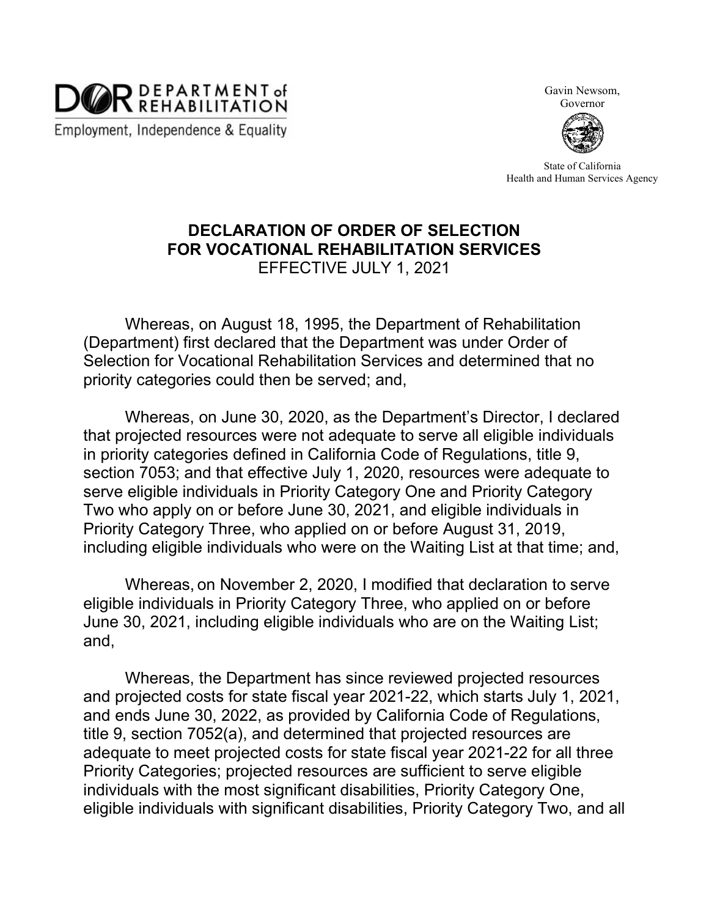DEPARTMENT of REHABILITATION

Employment, Independence & Equality

Gavin Newsom,
Governor

State of California
Health and Human Services Agency

# DECLARATION OF ORDER OF SELECTION FOR VOCATIONAL REHABILITATION SERVICES

EFFECTIVE JULY 1, 2021

Whereas, on August 18, 1995, the Department of Rehabilitation (Department) first declared that the Department was under Order of Selection for Vocational Rehabilitation Services and determined that no priority categories could then be served; and,

Whereas, on June 30, 2020, as the Department's Director, I declared that projected resources were not adequate to serve all eligible individuals in priority categories defined in California Code of Regulations, title 9, section 7053; and that effective July 1, 2020, resources were adequate to serve eligible individuals in Priority Category One and Priority Category Two who apply on or before June 30, 2021, and eligible individuals in Priority Category Three, who applied on or before August 31, 2019, including eligible individuals who were on the Waiting List at that time; and,

Whereas, on November 2, 2020, I modified that declaration to serve eligible individuals in Priority Category Three, who applied on or before June 30, 2021, including eligible individuals who are on the Waiting List; and,

Whereas, the Department has since reviewed projected resources and projected costs for state fiscal year 2021-22, which starts July 1, 2021, and ends June 30, 2022, as provided by California Code of Regulations, title 9, section 7052(a), and determined that projected resources are adequate to meet projected costs for state fiscal year 2021-22 for all three Priority Categories; projected resources are sufficient to serve eligible individuals with the most significant disabilities, Priority Category One, eligible individuals with significant disabilities, Priority Category Two, and all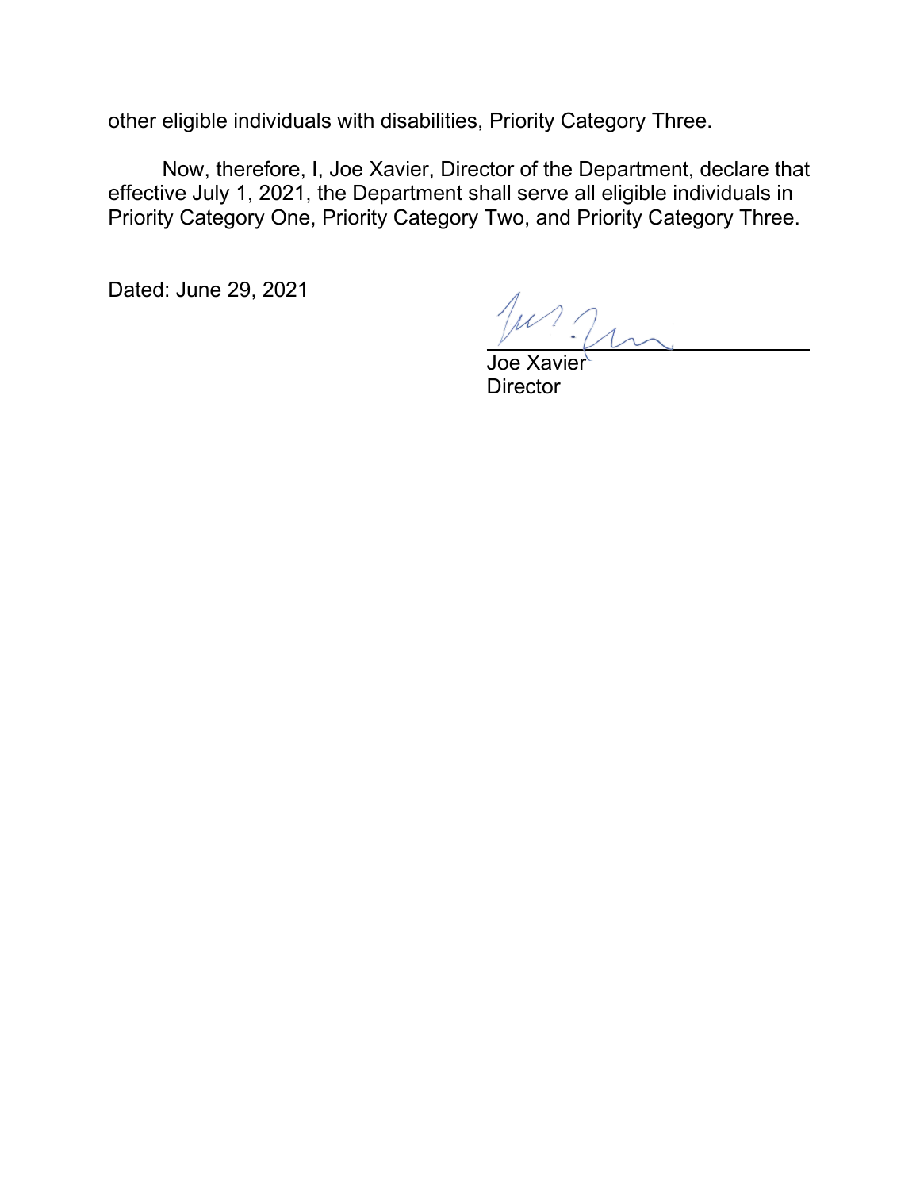other eligible individuals with disabilities, Priority Category Three.

Now, therefore, I, Joe Xavier, Director of the Department, declare that effective July 1, 2021, the Department shall serve all eligible individuals in Priority Category One, Priority Category Two, and Priority Category Three.

Dated: June 29, 2021

Joe Xavier  
Director